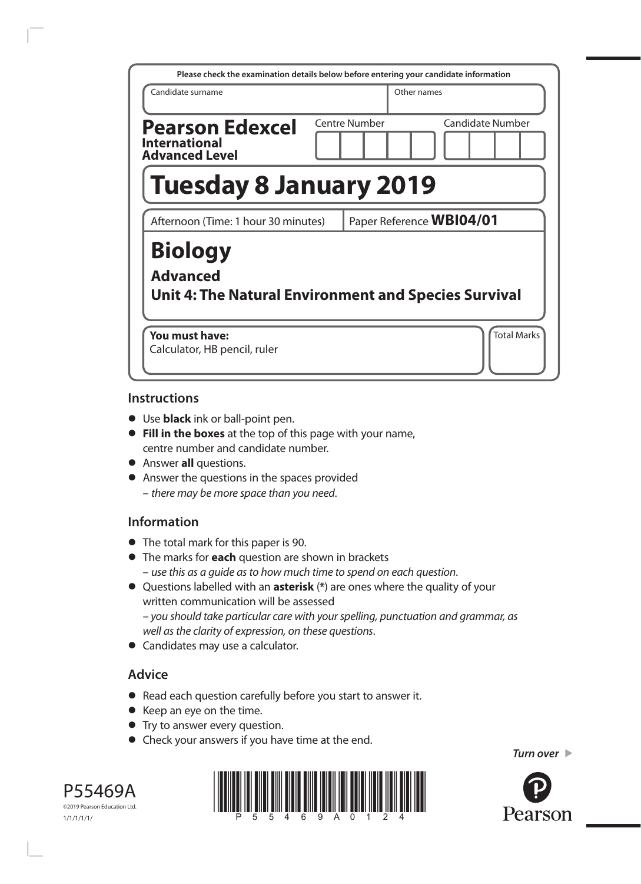Please check the examination details below before entering your candidate information

| Candidate surname | Other names |
|---|---|
| | |

**Pearson Edexcel International Advanced Level**

| Centre Number | Candidate Number |
|---|---|
| | |

# Tuesday 8 January 2019

Afternoon (Time: 1 hour 30 minutes) | Paper Reference **WBI04/01**

# Biology

## Advanced

## Unit 4: The Natural Environment and Species Survival

**You must have:**
Calculator, HB pencil, ruler

Total Marks

### Instructions

- Use **black** ink or ball-point pen.
- **Fill in the boxes** at the top of this page with your name, centre number and candidate number.
- Answer **all** questions.
- Answer the questions in the spaces provided
  – *there may be more space than you need*.

### Information

- The total mark for this paper is 90.
- The marks for **each** question are shown in brackets
  – *use this as a guide as to how much time to spend on each question*.
- Questions labelled with an **asterisk** (*) are ones where the quality of your written communication will be assessed
  – *you should take particular care with your spelling, punctuation and grammar, as well as the clarity of expression, on these questions*.
- Candidates may use a calculator.

### Advice

- Read each question carefully before you start to answer it.
- Keep an eye on the time.
- Try to answer every question.
- Check your answers if you have time at the end.

*Turn over*

P55469A
©2019 Pearson Education Ltd.
1/1/1/1/1/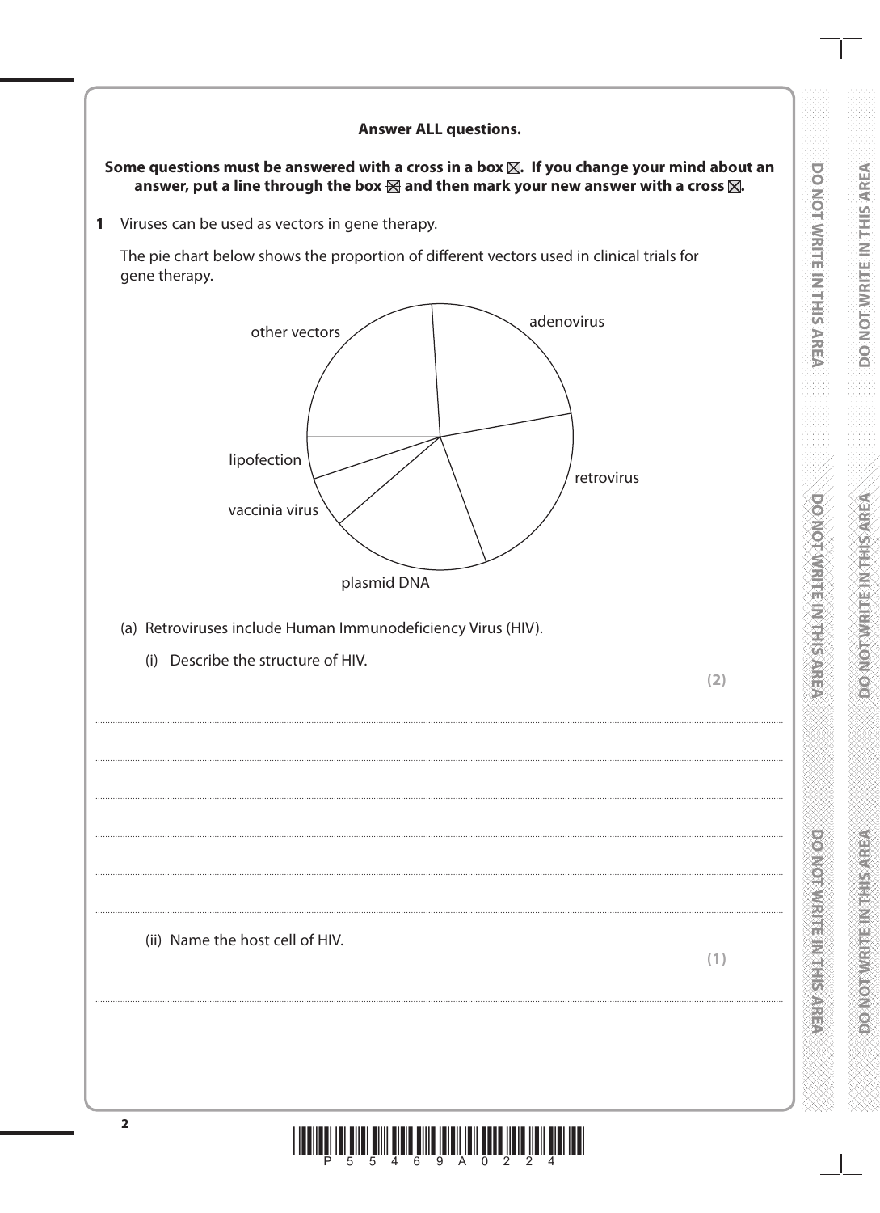**Answer ALL questions.**

**Some questions must be answered with a cross in a box ☒. If you change your mind about an answer, put a line through the box ☒ and then mark your new answer with a cross ☒.**

**1** Viruses can be used as vectors in gene therapy.

The pie chart below shows the proportion of different vectors used in clinical trials for gene therapy.

other vectors

adenovirus

retrovirus

lipofection

vaccinia virus

plasmid DNA

(a) Retroviruses include Human Immunodeficiency Virus (HIV).

(i) Describe the structure of HIV.

**(2)**

....................................................................................................................................................................................

....................................................................................................................................................................................

....................................................................................................................................................................................

....................................................................................................................................................................................

....................................................................................................................................................................................

....................................................................................................................................................................................

(ii) Name the host cell of HIV.

**(1)**

....................................................................................................................................................................................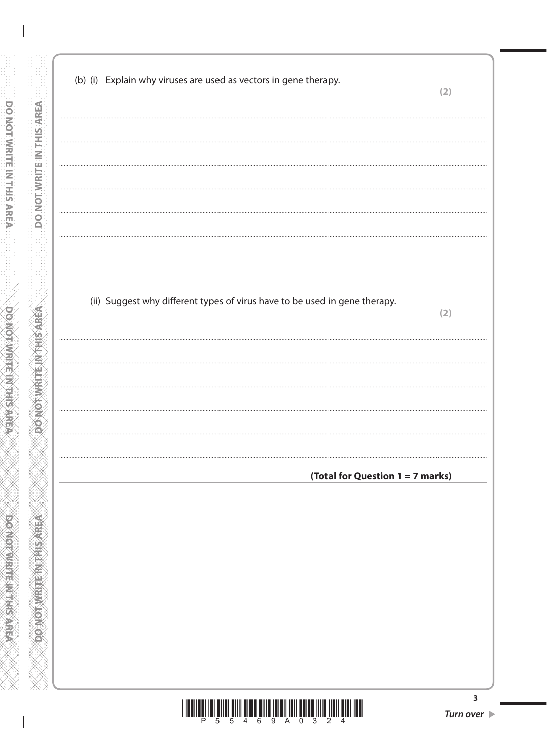(b) (i) Explain why viruses are used as vectors in gene therapy.

**(2)**

.......................................................................................................................................................................................

.......................................................................................................................................................................................

.......................................................................................................................................................................................

.......................................................................................................................................................................................

.......................................................................................................................................................................................

(ii) Suggest why different types of virus have to be used in gene therapy.

**(2)**

.......................................................................................................................................................................................

.......................................................................................................................................................................................

.......................................................................................................................................................................................

.......................................................................................................................................................................................

.......................................................................................................................................................................................

**(Total for Question 1 = 7 marks)**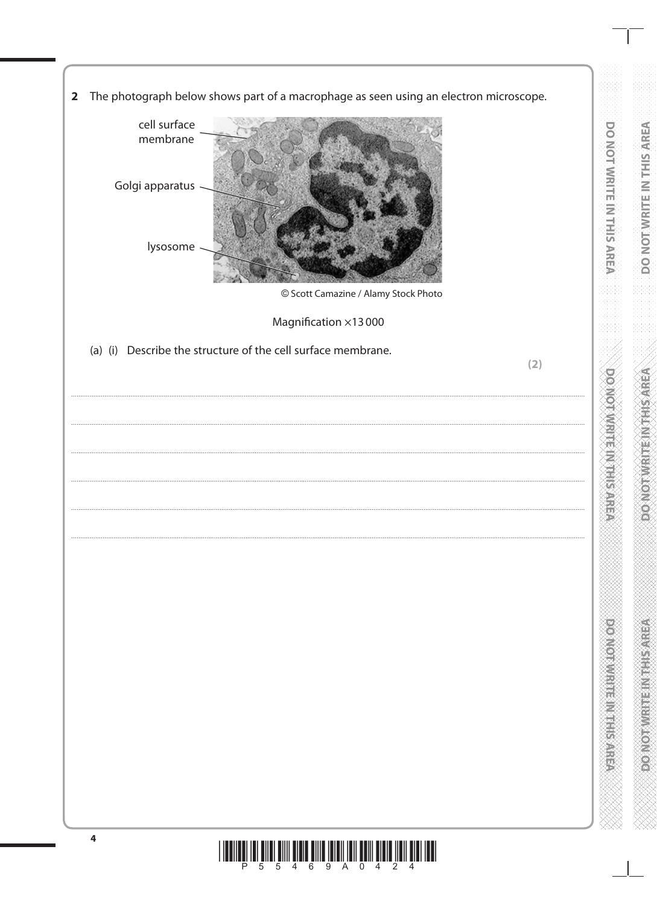**2** The photograph below shows part of a macrophage as seen using an electron microscope.

cell surface membrane

Golgi apparatus

lysosome

© Scott Camazine / Alamy Stock Photo

Magnification ×13 000

(a) (i) Describe the structure of the cell surface membrane.

**(2)**

..................................................................................................................................................................................................................

..................................................................................................................................................................................................................

..................................................................................................................................................................................................................

..................................................................................................................................................................................................................

..................................................................................................................................................................................................................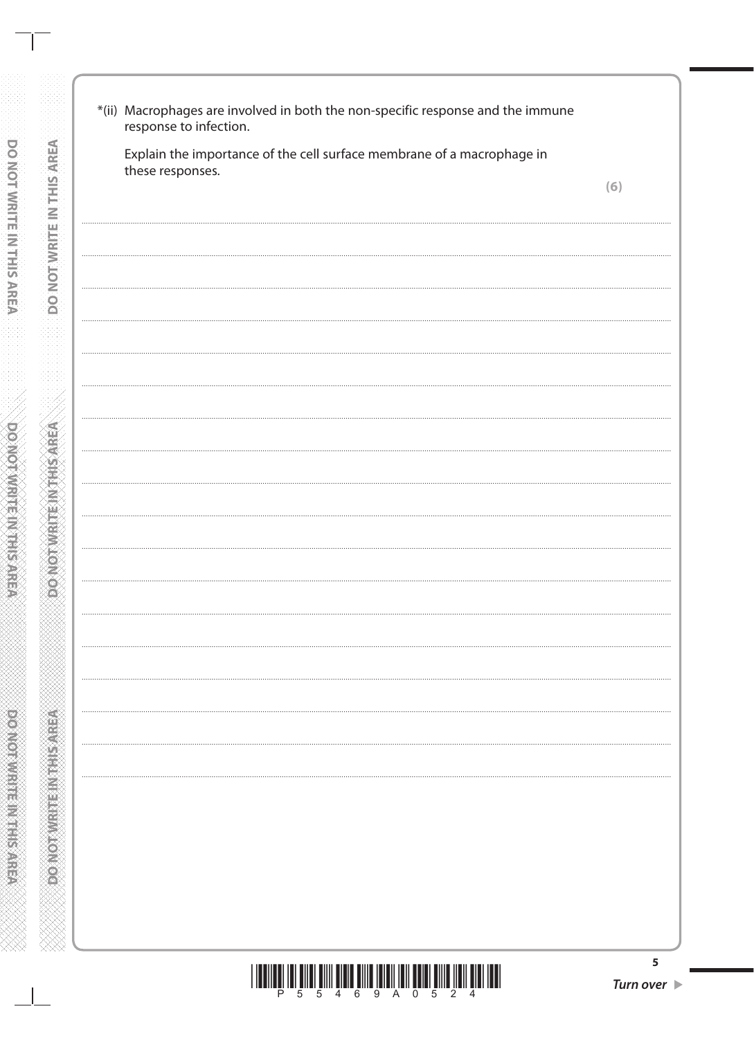*(ii) Macrophages are involved in both the non-specific response and the immune response to infection.

Explain the importance of the cell surface membrane of a macrophage in these responses.

**(6)**

....................................................................................................................................................

....................................................................................................................................................

....................................................................................................................................................

....................................................................................................................................................

....................................................................................................................................................

....................................................................................................................................................

....................................................................................................................................................

....................................................................................................................................................

....................................................................................................................................................

....................................................................................................................................................

....................................................................................................................................................

....................................................................................................................................................

....................................................................................................................................................

....................................................................................................................................................

....................................................................................................................................................

....................................................................................................................................................

....................................................................................................................................................

**Turn over ▶**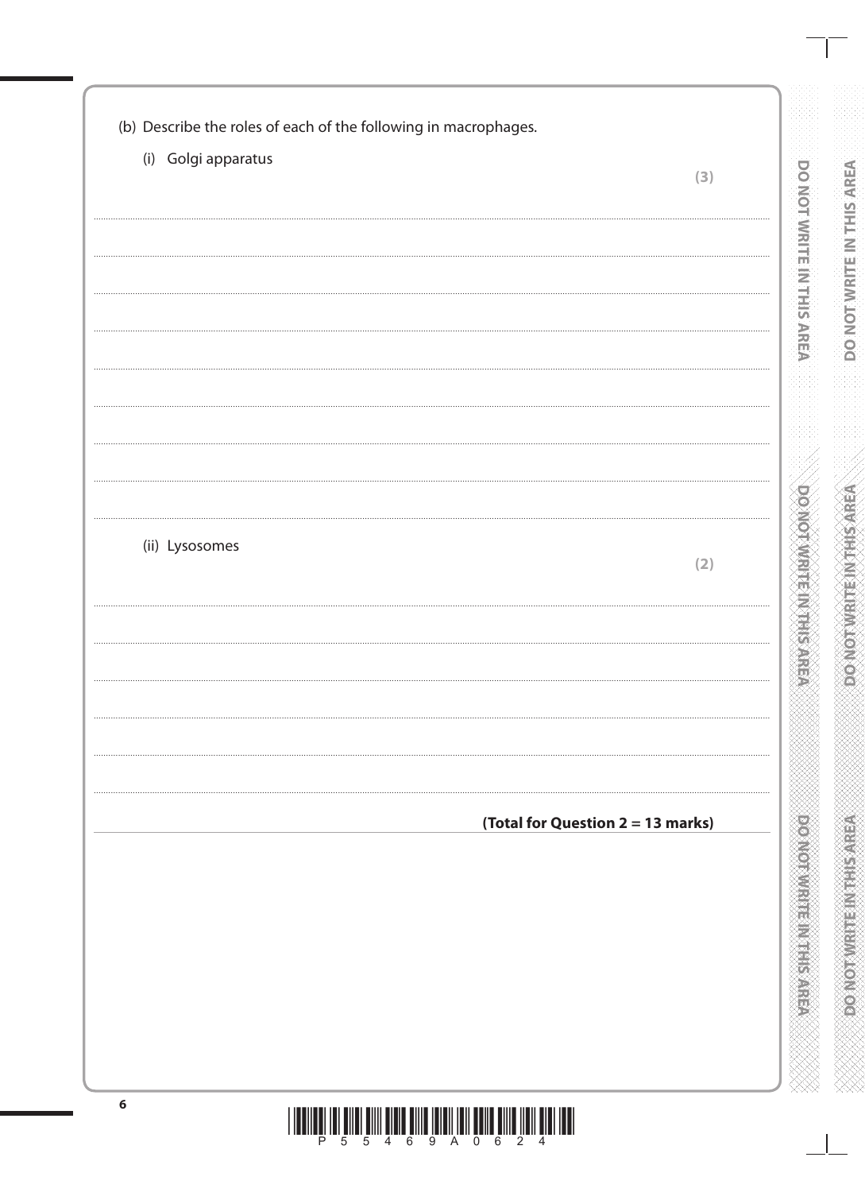(b) Describe the roles of each of the following in macrophages.

(i) Golgi apparatus

**(3)**

(ii) Lysosomes

**(2)**

**(Total for Question 2 = 13 marks)**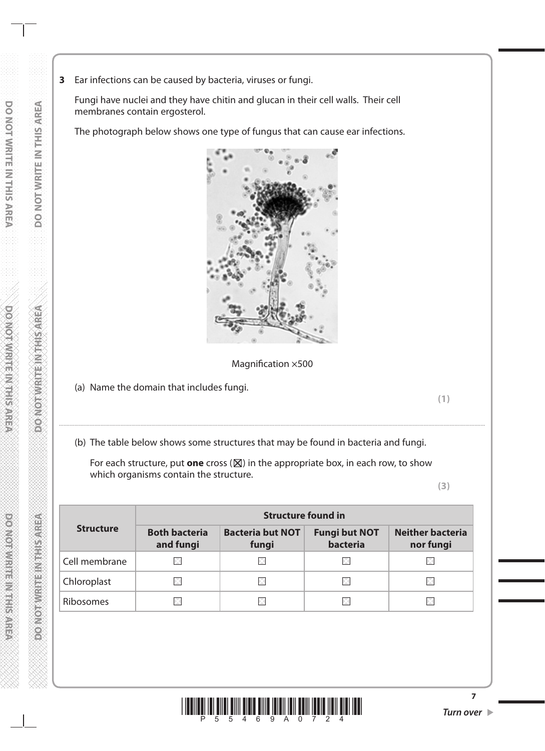**3** Ear infections can be caused by bacteria, viruses or fungi.

Fungi have nuclei and they have chitin and glucan in their cell walls. Their cell membranes contain ergosterol.

The photograph below shows one type of fungus that can cause ear infections.

Magnification ×500

(a) Name the domain that includes fungi.

**(1)**

..............................................................................................................................................

(b) The table below shows some structures that may be found in bacteria and fungi.

For each structure, put **one** cross (☒) in the appropriate box, in each row, to show which organisms contain the structure.

**(3)**

| Structure | Structure found in | | | |
|---|---|---|---|---|
| | **Both bacteria and fungi** | **Bacteria but NOT fungi** | **Fungi but NOT bacteria** | **Neither bacteria nor fungi** |
| Cell membrane | ☐ | ☐ | ☐ | ☐ |
| Chloroplast | ☐ | ☐ | ☐ | ☐ |
| Ribosomes | ☐ | ☐ | ☐ | ☐ |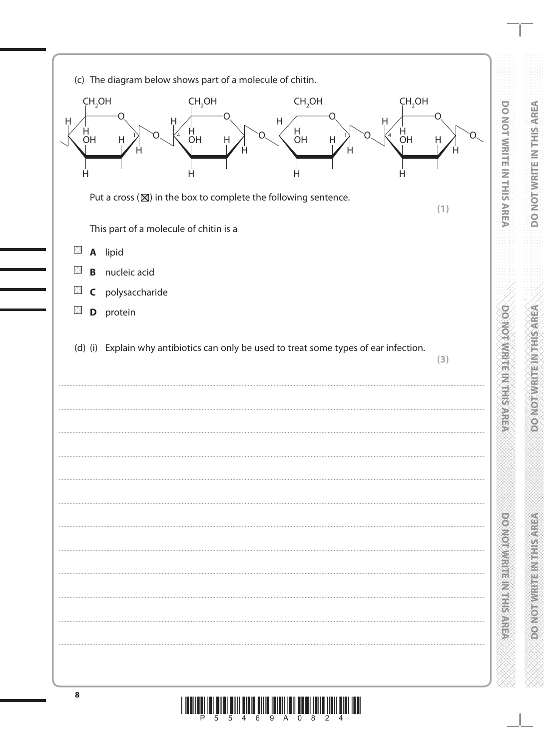(c) The diagram below shows part of a molecule of chitin.

Put a cross (☒) in the box to complete the following sentence.

**(1)**

This part of a molecule of chitin is a

☐ **A** lipid

☐ **B** nucleic acid

☐ **C** polysaccharide

☐ **D** protein

(d) (i) Explain why antibiotics can only be used to treat some types of ear infection.

**(3)**

.......................................................................................................................................................................................................................

.......................................................................................................................................................................................................................

.......................................................................................................................................................................................................................

.......................................................................................................................................................................................................................

.......................................................................................................................................................................................................................

.......................................................................................................................................................................................................................

.......................................................................................................................................................................................................................

.......................................................................................................................................................................................................................

.......................................................................................................................................................................................................................

.......................................................................................................................................................................................................................

.......................................................................................................................................................................................................................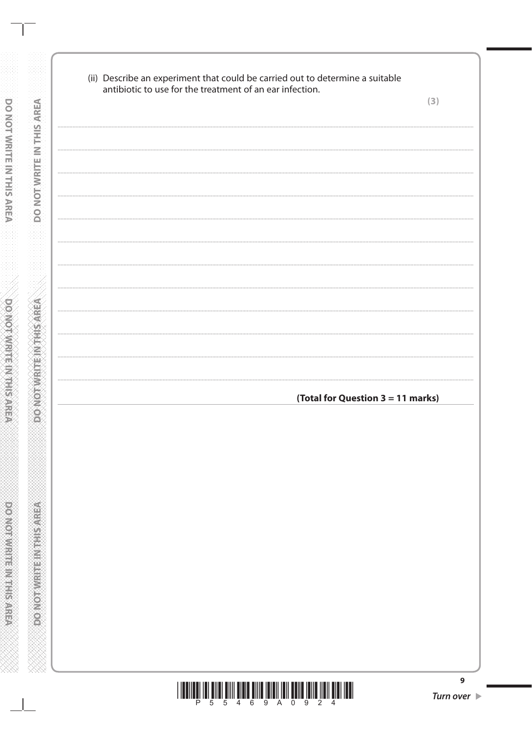(ii) Describe an experiment that could be carried out to determine a suitable antibiotic to use for the treatment of an ear infection.

**(3)**

..............................................................................................................................................

..............................................................................................................................................

..............................................................................................................................................

..............................................................................................................................................

..............................................................................................................................................

..............................................................................................................................................

..............................................................................................................................................

..............................................................................................................................................

..............................................................................................................................................

..............................................................................................................................................

..............................................................................................................................................

..............................................................................................................................................

**(Total for Question 3 = 11 marks)**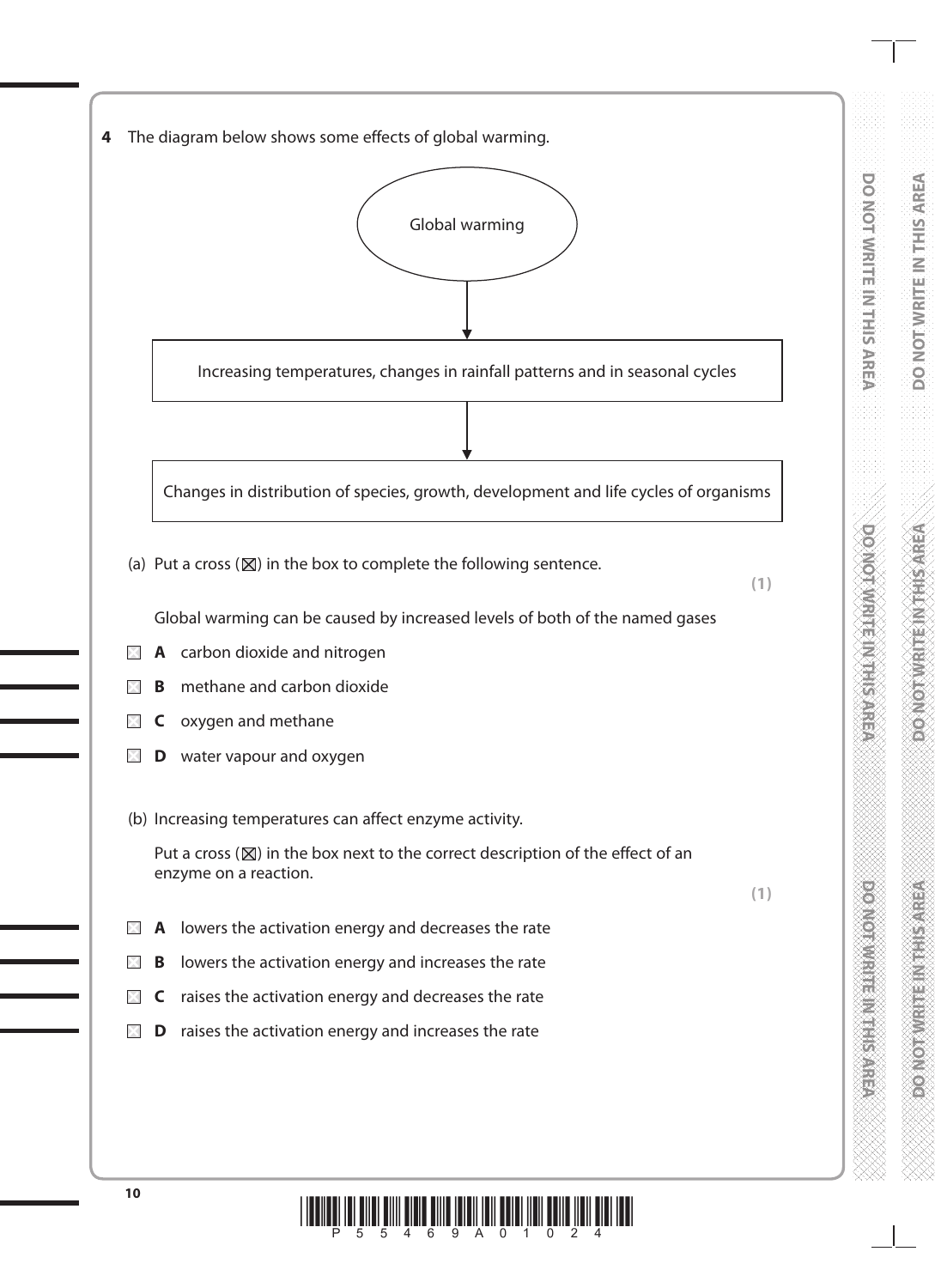**4** The diagram below shows some effects of global warming.

Global warming

↓

Increasing temperatures, changes in rainfall patterns and in seasonal cycles

↓

Changes in distribution of species, growth, development and life cycles of organisms

(a) Put a cross (☒) in the box to complete the following sentence. **(1)**

Global warming can be caused by increased levels of both of the named gases

☐ **A** carbon dioxide and nitrogen

☐ **B** methane and carbon dioxide

☐ **C** oxygen and methane

☐ **D** water vapour and oxygen

(b) Increasing temperatures can affect enzyme activity.

Put a cross (☒) in the box next to the correct description of the effect of an enzyme on a reaction. **(1)**

☐ **A** lowers the activation energy and decreases the rate

☐ **B** lowers the activation energy and increases the rate

☐ **C** raises the activation energy and decreases the rate

☐ **D** raises the activation energy and increases the rate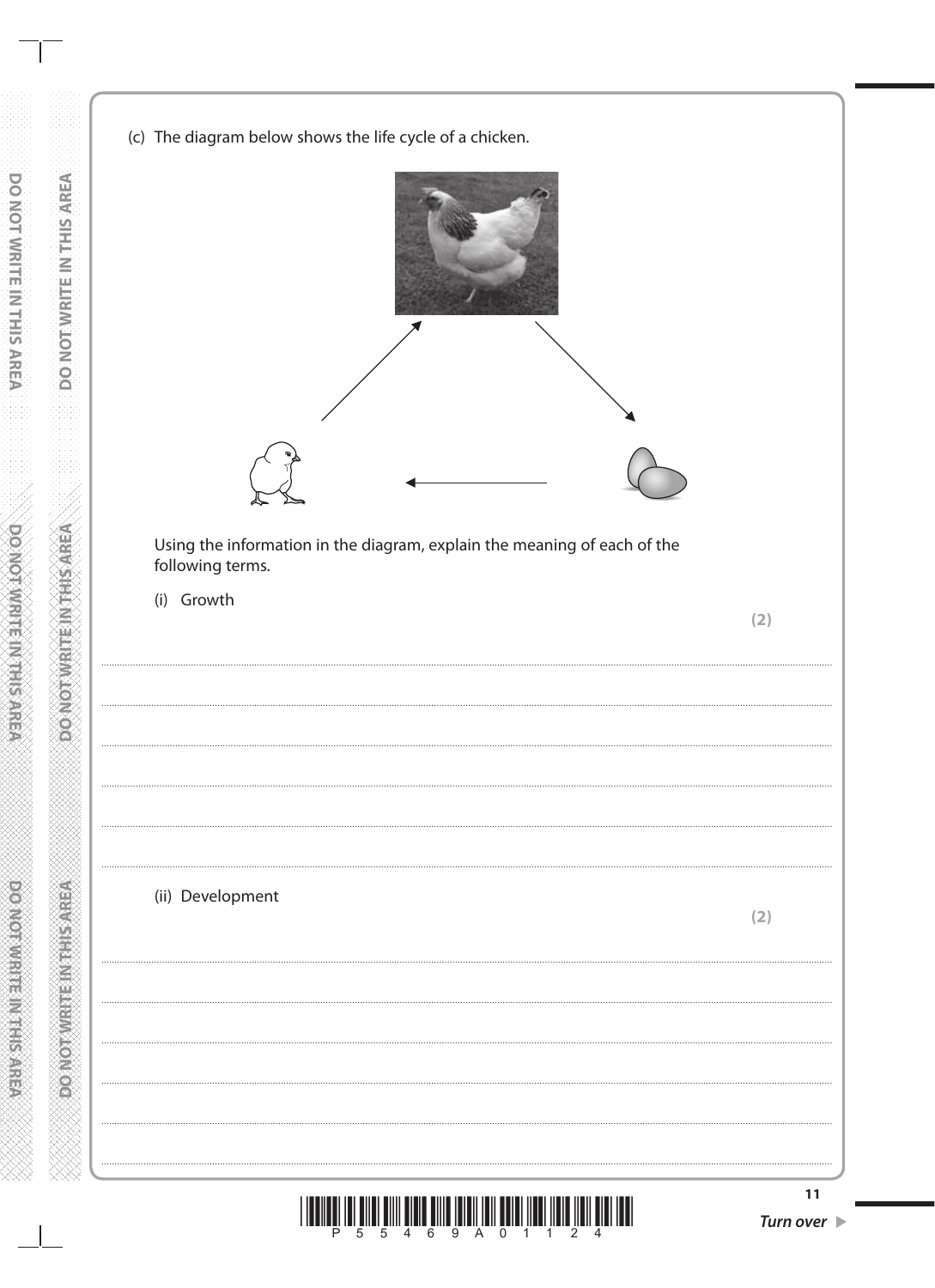(c) The diagram below shows the life cycle of a chicken.

Using the information in the diagram, explain the meaning of each of the following terms.

(i) Growth

**(2)**

..............................................................................................................................................

..............................................................................................................................................

..............................................................................................................................................

..............................................................................................................................................

..............................................................................................................................................

(ii) Development

**(2)**

..............................................................................................................................................

..............................................................................................................................................

..............................................................................................................................................

..............................................................................................................................................

..............................................................................................................................................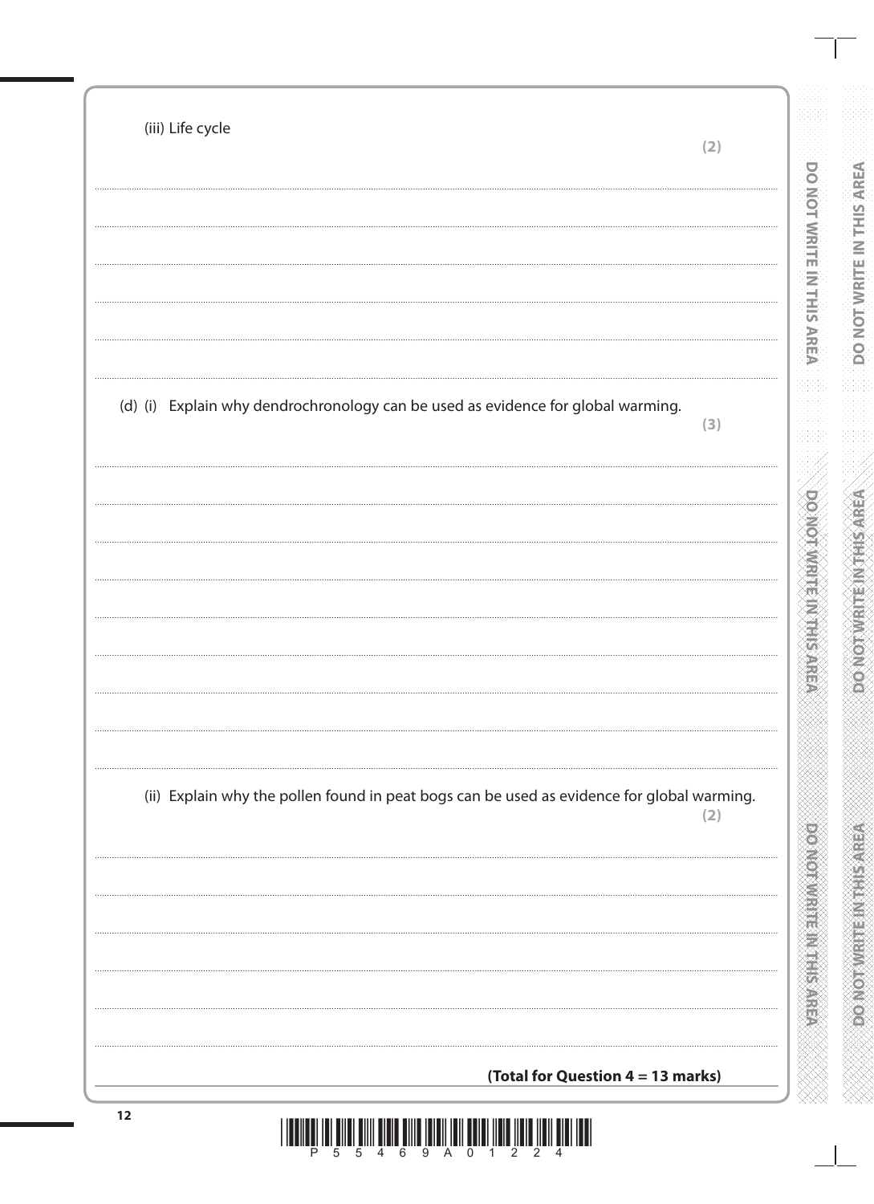(iii) Life cycle

**(2)**

(d) (i) Explain why dendrochronology can be used as evidence for global warming.

**(3)**

(ii) Explain why the pollen found in peat bogs can be used as evidence for global warming.

**(2)**

**(Total for Question 4 = 13 marks)**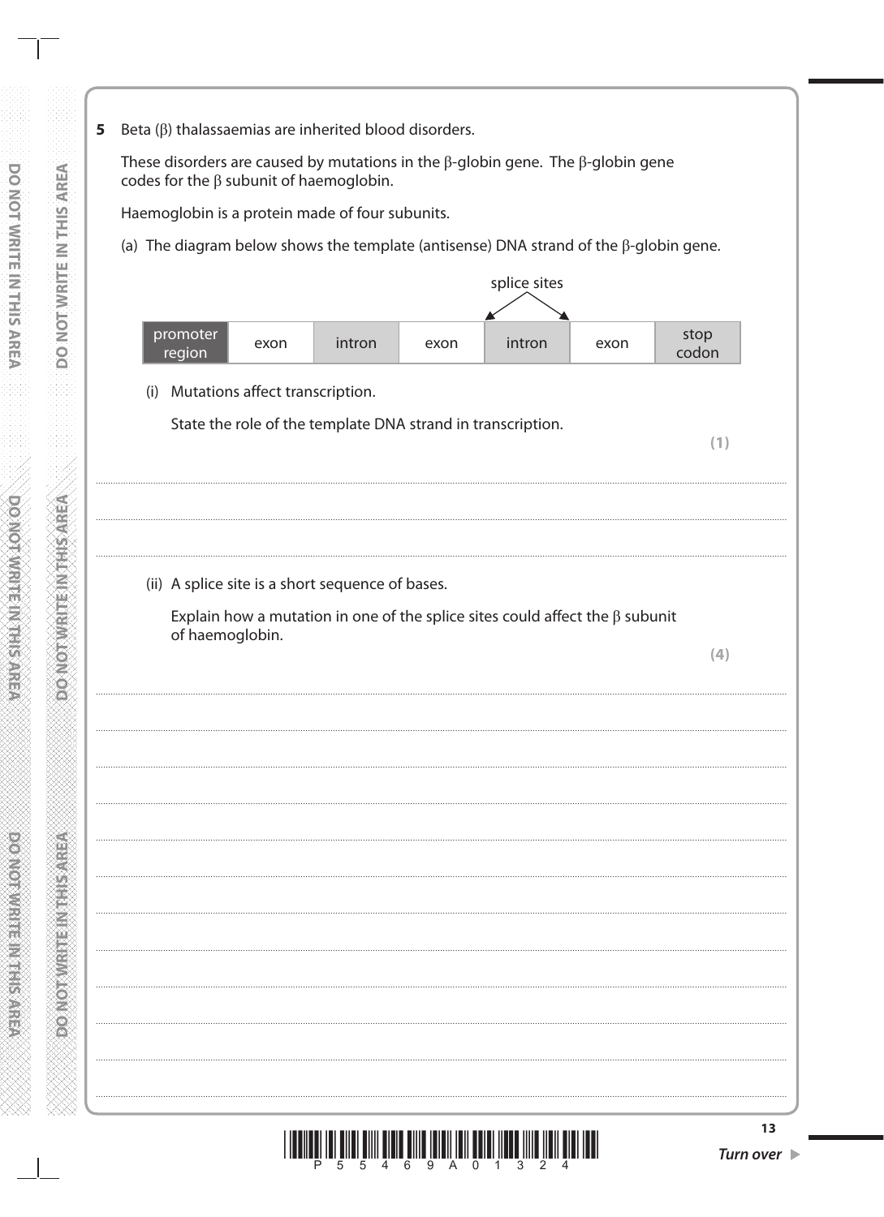**5** Beta (β) thalassaemias are inherited blood disorders.

These disorders are caused by mutations in the β-globin gene. The β-globin gene codes for the β subunit of haemoglobin.

Haemoglobin is a protein made of four subunits.

(a) The diagram below shows the template (antisense) DNA strand of the β-globin gene.

splice sites

| promoter region | exon | intron | exon | intron | exon | stop codon |
|---|---|---|---|---|---|---|

(i) Mutations affect transcription.

State the role of the template DNA strand in transcription.

**(1)**

.......................................................................................................................................................

.......................................................................................................................................................

.......................................................................................................................................................

(ii) A splice site is a short sequence of bases.

Explain how a mutation in one of the splice sites could affect the β subunit of haemoglobin.

**(4)**

.......................................................................................................................................................

.......................................................................................................................................................

.......................................................................................................................................................

.......................................................................................................................................................

.......................................................................................................................................................

.......................................................................................................................................................

.......................................................................................................................................................

.......................................................................................................................................................

.......................................................................................................................................................

.......................................................................................................................................................

.......................................................................................................................................................

**Turn over ▶**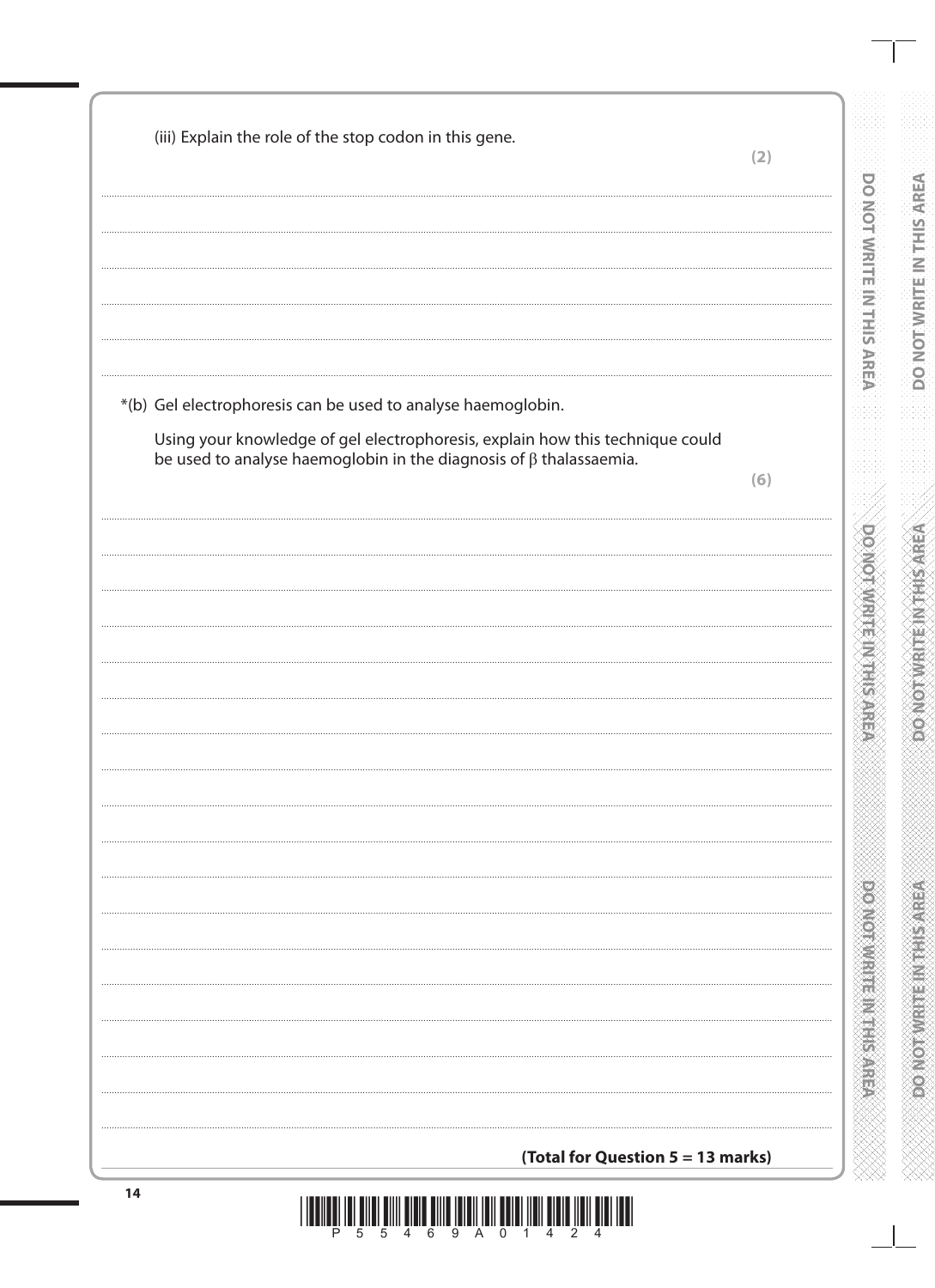(iii) Explain the role of the stop codon in this gene.

**(2)**

*(b) Gel electrophoresis can be used to analyse haemoglobin.

Using your knowledge of gel electrophoresis, explain how this technique could be used to analyse haemoglobin in the diagnosis of β thalassaemia.

**(6)**

**(Total for Question 5 = 13 marks)**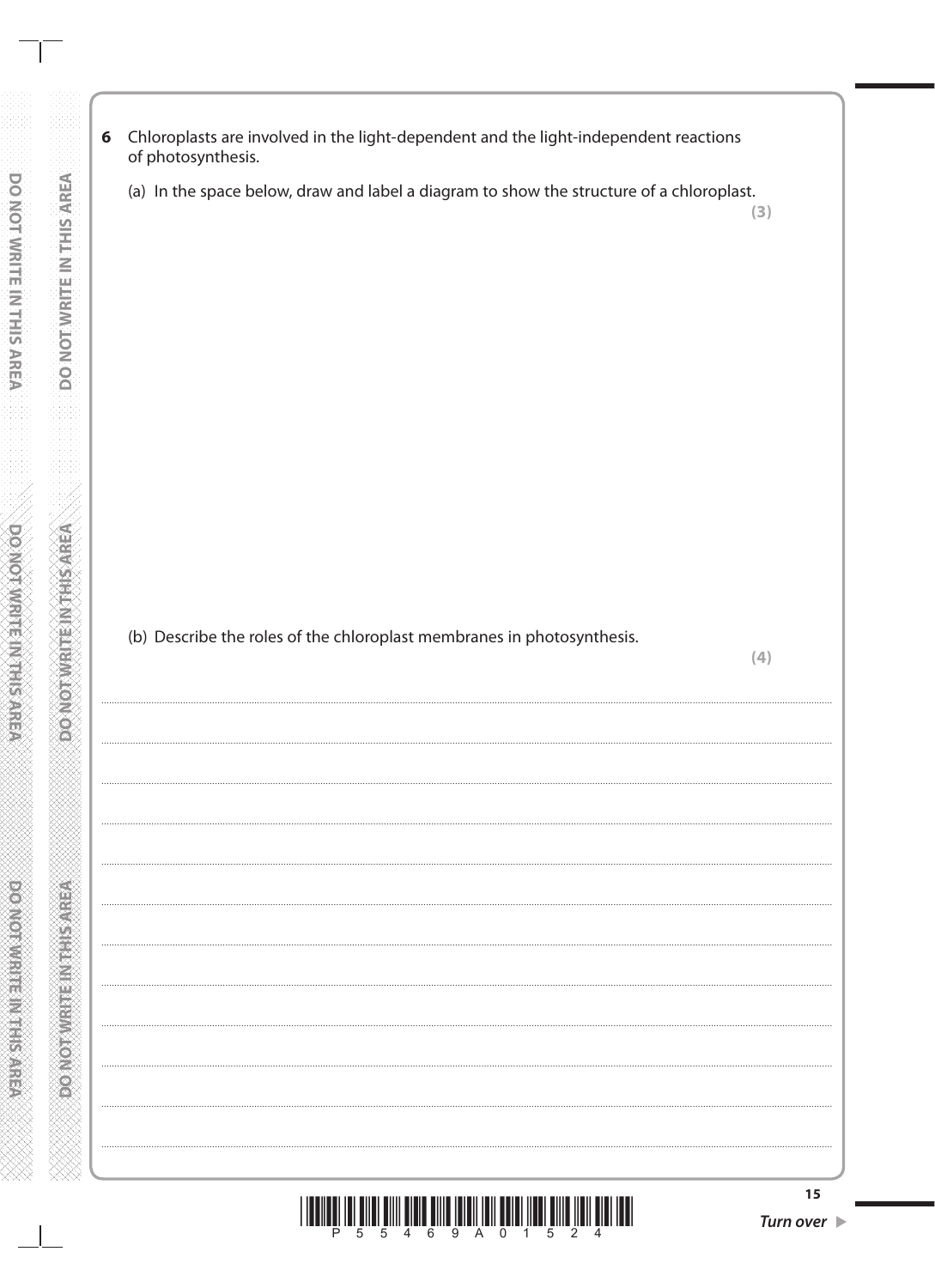**6** Chloroplasts are involved in the light-dependent and the light-independent reactions of photosynthesis.

(a) In the space below, draw and label a diagram to show the structure of a chloroplast.

**(3)**

(b) Describe the roles of the chloroplast membranes in photosynthesis.

**(4)**

........................................................................................................................................................................................................

........................................................................................................................................................................................................

........................................................................................................................................................................................................

........................................................................................................................................................................................................

........................................................................................................................................................................................................

........................................................................................................................................................................................................

........................................................................................................................................................................................................

........................................................................................................................................................................................................

........................................................................................................................................................................................................

........................................................................................................................................................................................................

........................................................................................................................................................................................................

........................................................................................................................................................................................................

***Turn over*** ▶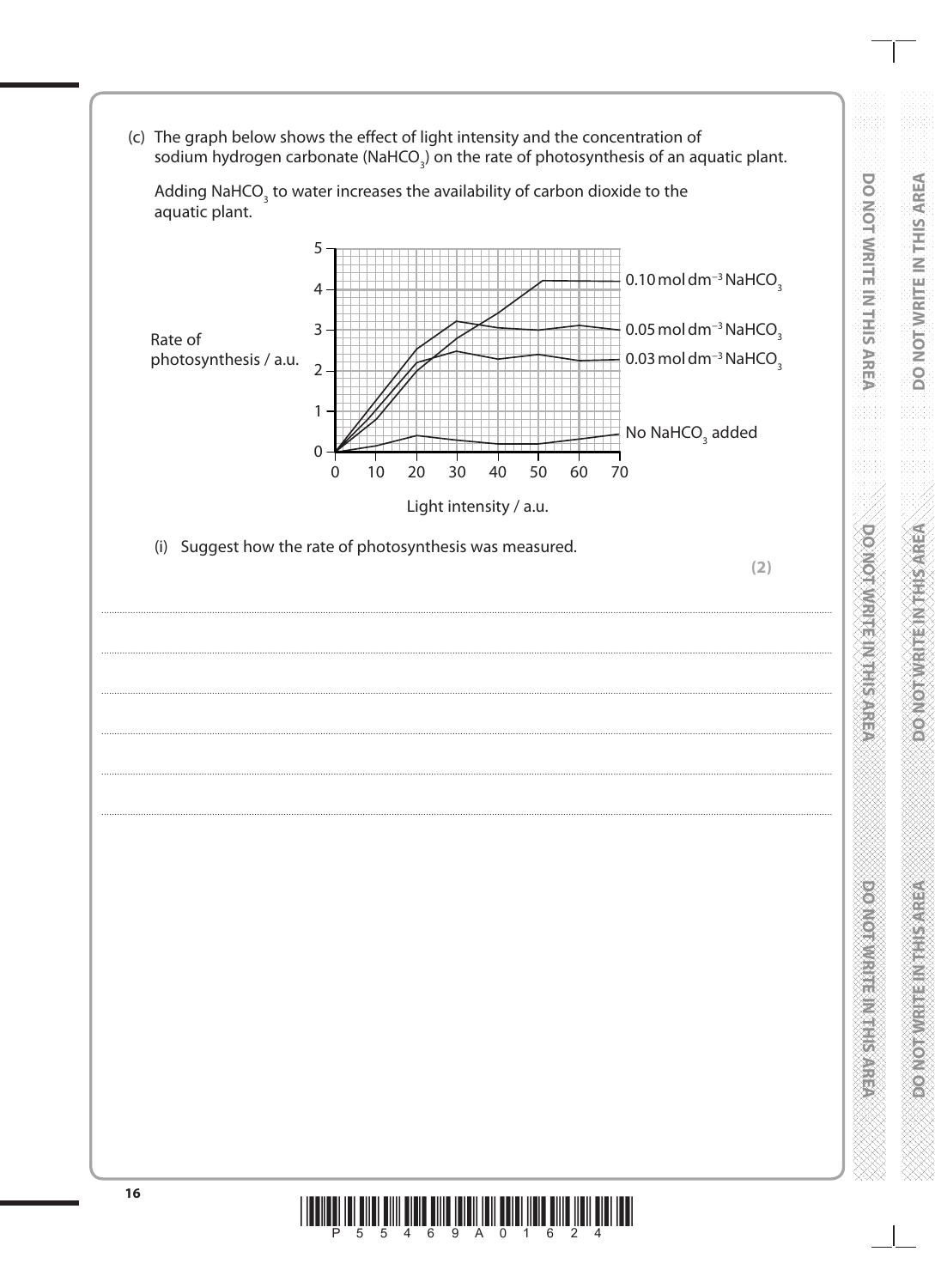(c) The graph below shows the effect of light intensity and the concentration of sodium hydrogen carbonate ($NaHCO_3$) on the rate of photosynthesis of an aquatic plant.

Adding $NaHCO_3$ to water increases the availability of carbon dioxide to the aquatic plant.

Rate of photosynthesis / a.u.

Light intensity / a.u.

- $0.10\ mol\ dm^{-3}\ NaHCO_3$
- $0.05\ mol\ dm^{-3}\ NaHCO_3$
- $0.03\ mol\ dm^{-3}\ NaHCO_3$
- No $NaHCO_3$ added

(i) Suggest how the rate of photosynthesis was measured.

**(2)**

.......................................................................................................................................................................................

.......................................................................................................................................................................................

.......................................................................................................................................................................................

.......................................................................................................................................................................................

.......................................................................................................................................................................................

.......................................................................................................................................................................................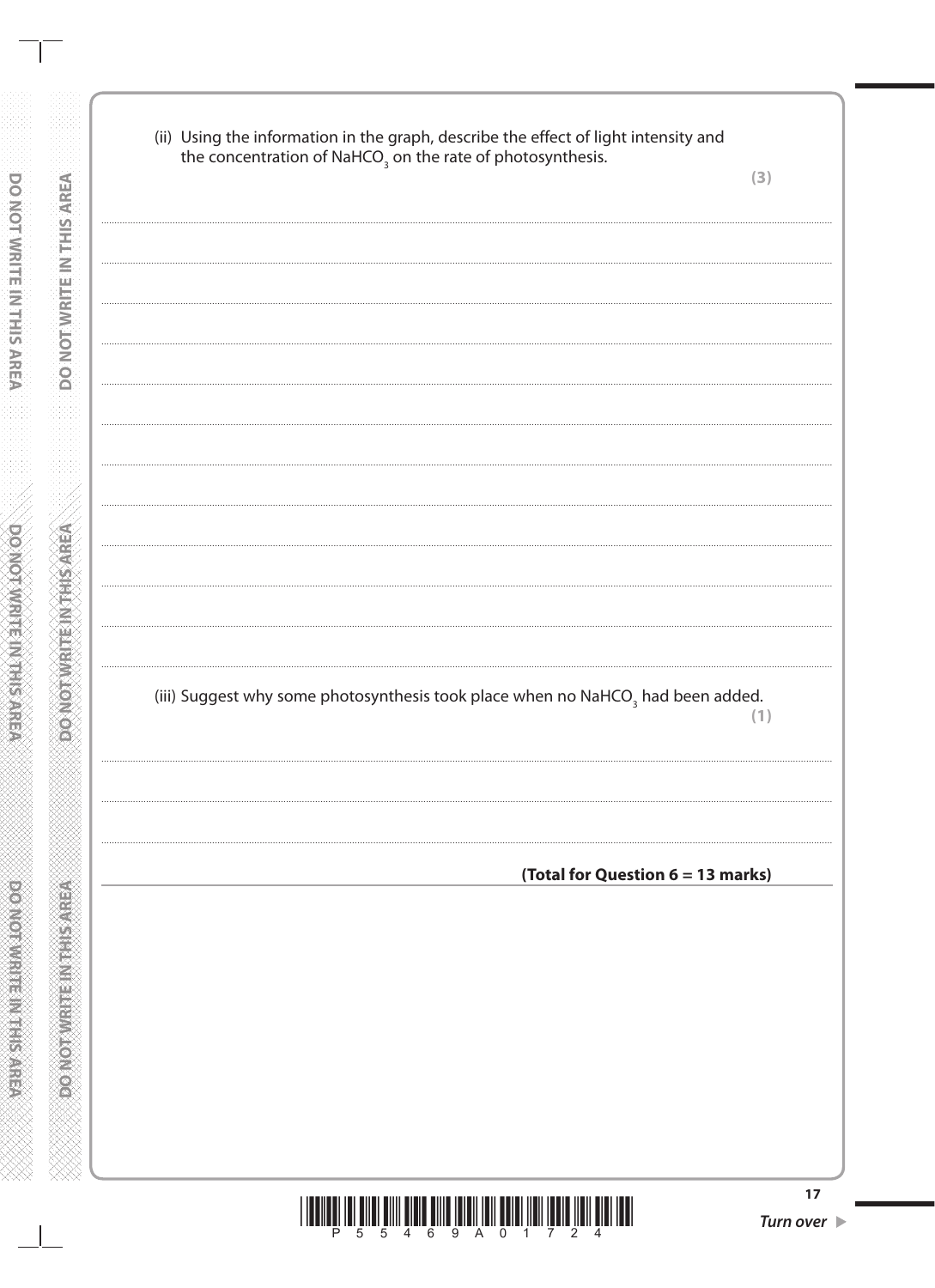(ii) Using the information in the graph, describe the effect of light intensity and the concentration of $NaHCO_3$ on the rate of photosynthesis.

**(3)**

(iii) Suggest why some photosynthesis took place when no $NaHCO_3$ had been added.

**(1)**

**(Total for Question 6 = 13 marks)**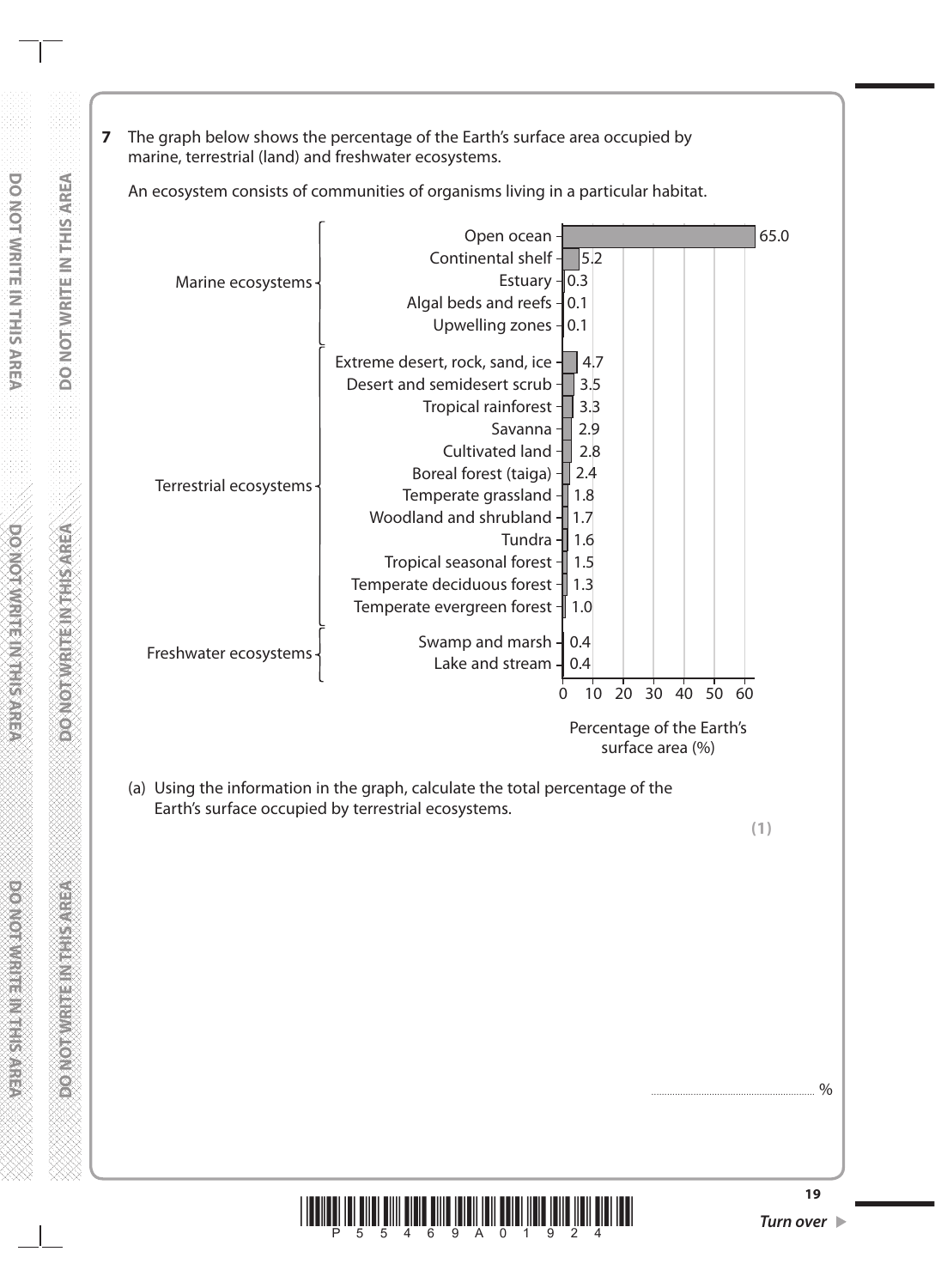**7** The graph below shows the percentage of the Earth's surface area occupied by marine, terrestrial (land) and freshwater ecosystems.

An ecosystem consists of communities of organisms living in a particular habitat.

| Ecosystem group | Ecosystem | Percentage of the Earth's surface area (%) |
|---|---|---|
| Marine ecosystems | Open ocean | 65.0 |
| | Continental shelf | 5.2 |
| | Estuary | 0.3 |
| | Algal beds and reefs | 0.1 |
| | Upwelling zones | 0.1 |
| Terrestrial ecosystems | Extreme desert, rock, sand, ice | 4.7 |
| | Desert and semidesert scrub | 3.5 |
| | Tropical rainforest | 3.3 |
| | Savanna | 2.9 |
| | Cultivated land | 2.8 |
| | Boreal forest (taiga) | 2.4 |
| | Temperate grassland | 1.8 |
| | Woodland and shrubland | 1.7 |
| | Tundra | 1.6 |
| | Tropical seasonal forest | 1.5 |
| | Temperate deciduous forest | 1.3 |
| | Temperate evergreen forest | 1.0 |
| Freshwater ecosystems | Swamp and marsh | 0.4 |
| | Lake and stream | 0.4 |

(a) Using the information in the graph, calculate the total percentage of the Earth's surface occupied by terrestrial ecosystems.

**(1)**

.............................................................. %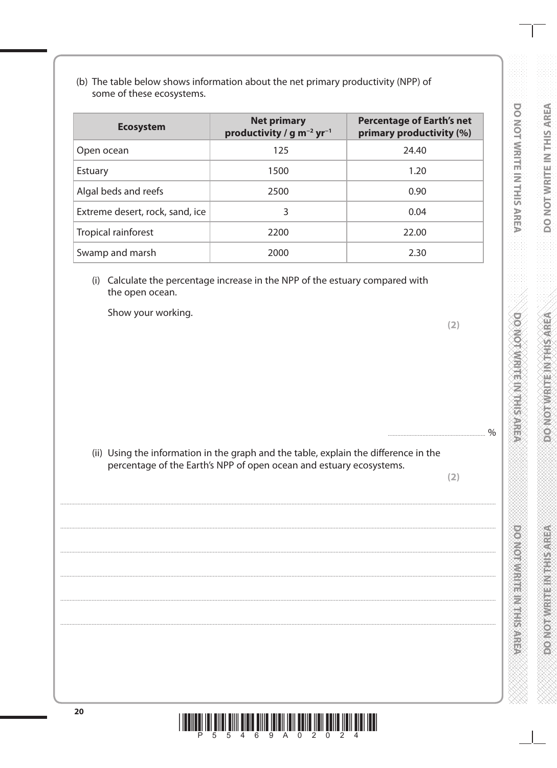(b) The table below shows information about the net primary productivity (NPP) of some of these ecosystems.

| Ecosystem | Net primary productivity / $g\ m^{-2}\ yr^{-1}$ | Percentage of Earth's net primary productivity (%) |
|---|---|---|
| Open ocean | 125 | 24.40 |
| Estuary | 1500 | 1.20 |
| Algal beds and reefs | 2500 | 0.90 |
| Extreme desert, rock, sand, ice | 3 | 0.04 |
| Tropical rainforest | 2200 | 22.00 |
| Swamp and marsh | 2000 | 2.30 |

(i) Calculate the percentage increase in the NPP of the estuary compared with the open ocean.

Show your working.

**(2)**

........................................ %

(ii) Using the information in the graph and the table, explain the difference in the percentage of the Earth's NPP of open ocean and estuary ecosystems.

**(2)**

..........................................................................................................................................

..........................................................................................................................................

..........................................................................................................................................

..........................................................................................................................................

..........................................................................................................................................

..........................................................................................................................................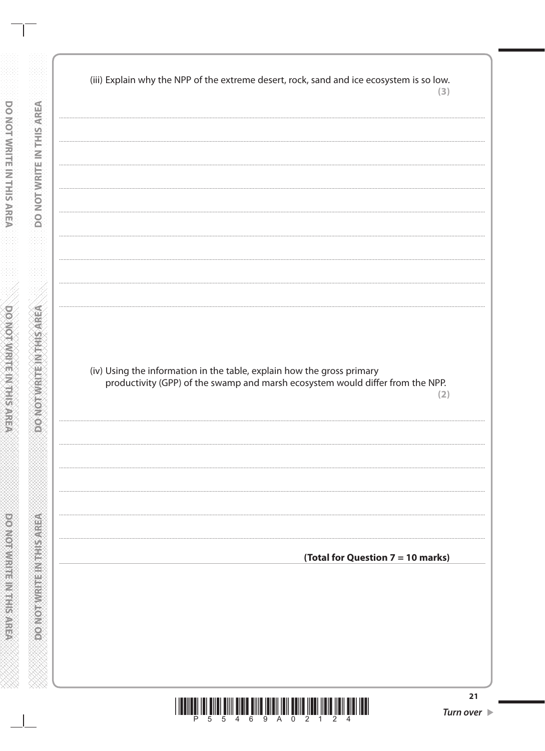(iii) Explain why the NPP of the extreme desert, rock, sand and ice ecosystem is so low. **(3)**

(iv) Using the information in the table, explain how the gross primary productivity (GPP) of the swamp and marsh ecosystem would differ from the NPP. **(2)**

**(Total for Question 7 = 10 marks)**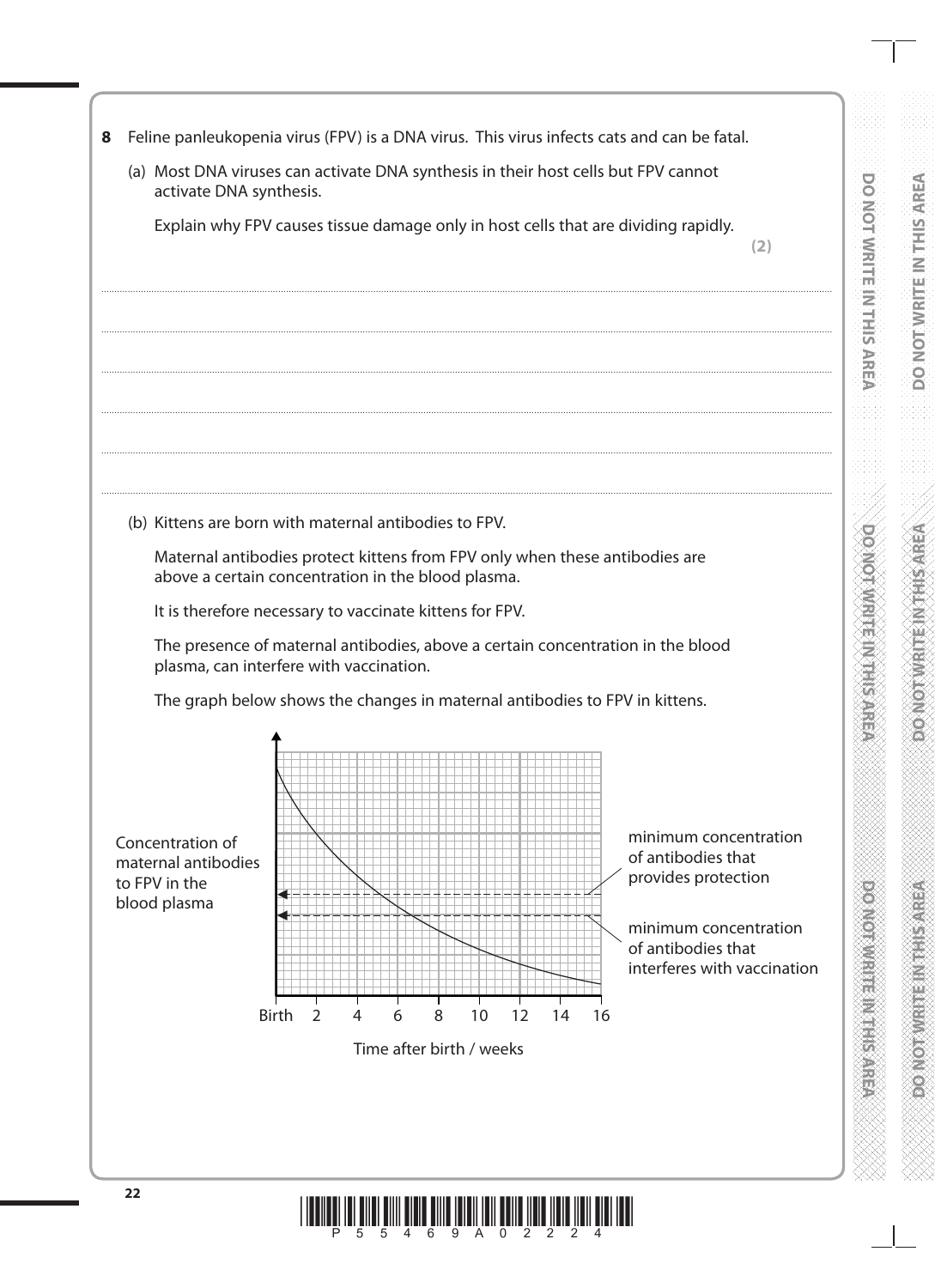**8** Feline panleukopenia virus (FPV) is a DNA virus. This virus infects cats and can be fatal.

(a) Most DNA viruses can activate DNA synthesis in their host cells but FPV cannot activate DNA synthesis.

Explain why FPV causes tissue damage only in host cells that are dividing rapidly.

**(2)**

.......................................................................................................................................................................................................

.......................................................................................................................................................................................................

.......................................................................................................................................................................................................

.......................................................................................................................................................................................................

.......................................................................................................................................................................................................

.......................................................................................................................................................................................................

(b) Kittens are born with maternal antibodies to FPV.

Maternal antibodies protect kittens from FPV only when these antibodies are above a certain concentration in the blood plasma.

It is therefore necessary to vaccinate kittens for FPV.

The presence of maternal antibodies, above a certain concentration in the blood plasma, can interfere with vaccination.

The graph below shows the changes in maternal antibodies to FPV in kittens.

Concentration of maternal antibodies to FPV in the blood plasma

minimum concentration of antibodies that provides protection

minimum concentration of antibodies that interferes with vaccination

Birth 2 4 6 8 10 12 14 16

Time after birth / weeks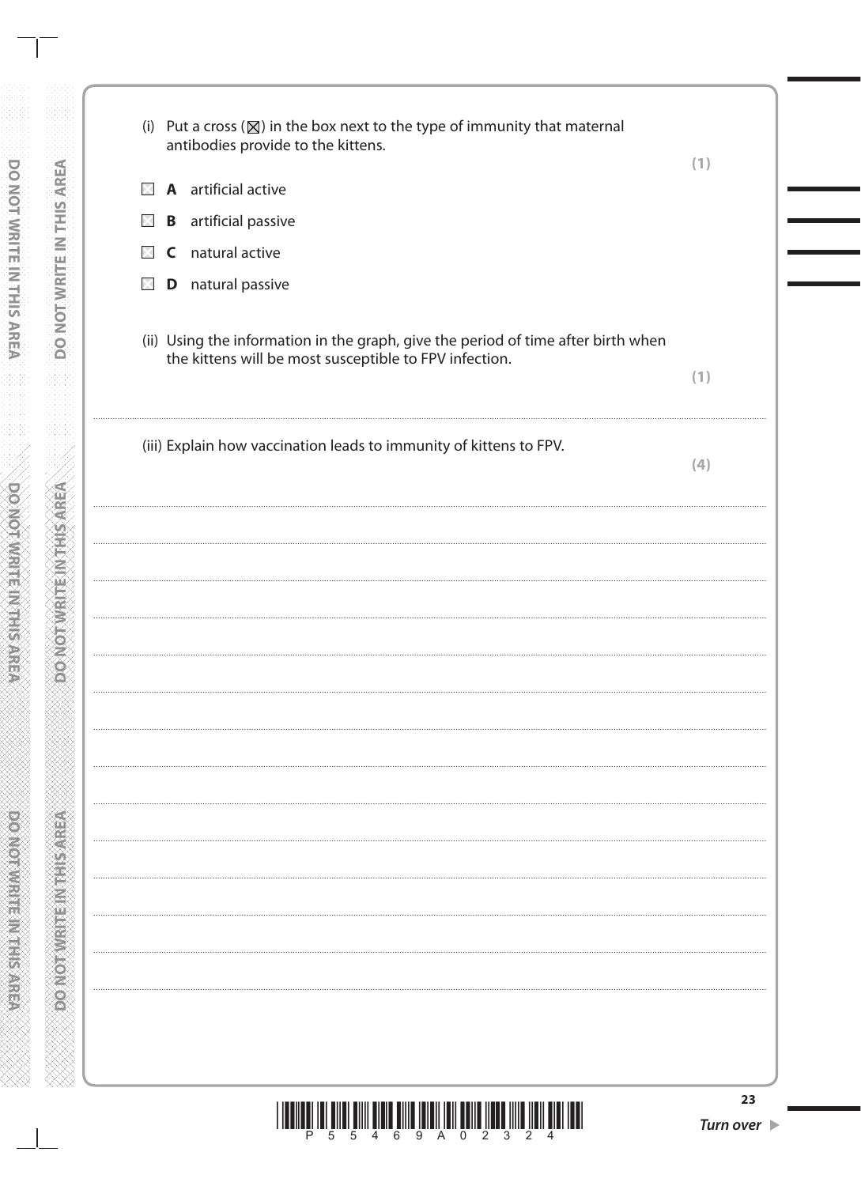(i) Put a cross (☒) in the box next to the type of immunity that maternal antibodies provide to the kittens.

**(1)**

☐ **A** artificial active

☐ **B** artificial passive

☐ **C** natural active

☐ **D** natural passive

(ii) Using the information in the graph, give the period of time after birth when the kittens will be most susceptible to FPV infection.

**(1)**

..............................................................................................................................................

(iii) Explain how vaccination leads to immunity of kittens to FPV.

**(4)**

..............................................................................................................................................

..............................................................................................................................................

..............................................................................................................................................

..............................................................................................................................................

..............................................................................................................................................

..............................................................................................................................................

..............................................................................................................................................

..............................................................................................................................................

..............................................................................................................................................

..............................................................................................................................................

..............................................................................................................................................

..............................................................................................................................................

..............................................................................................................................................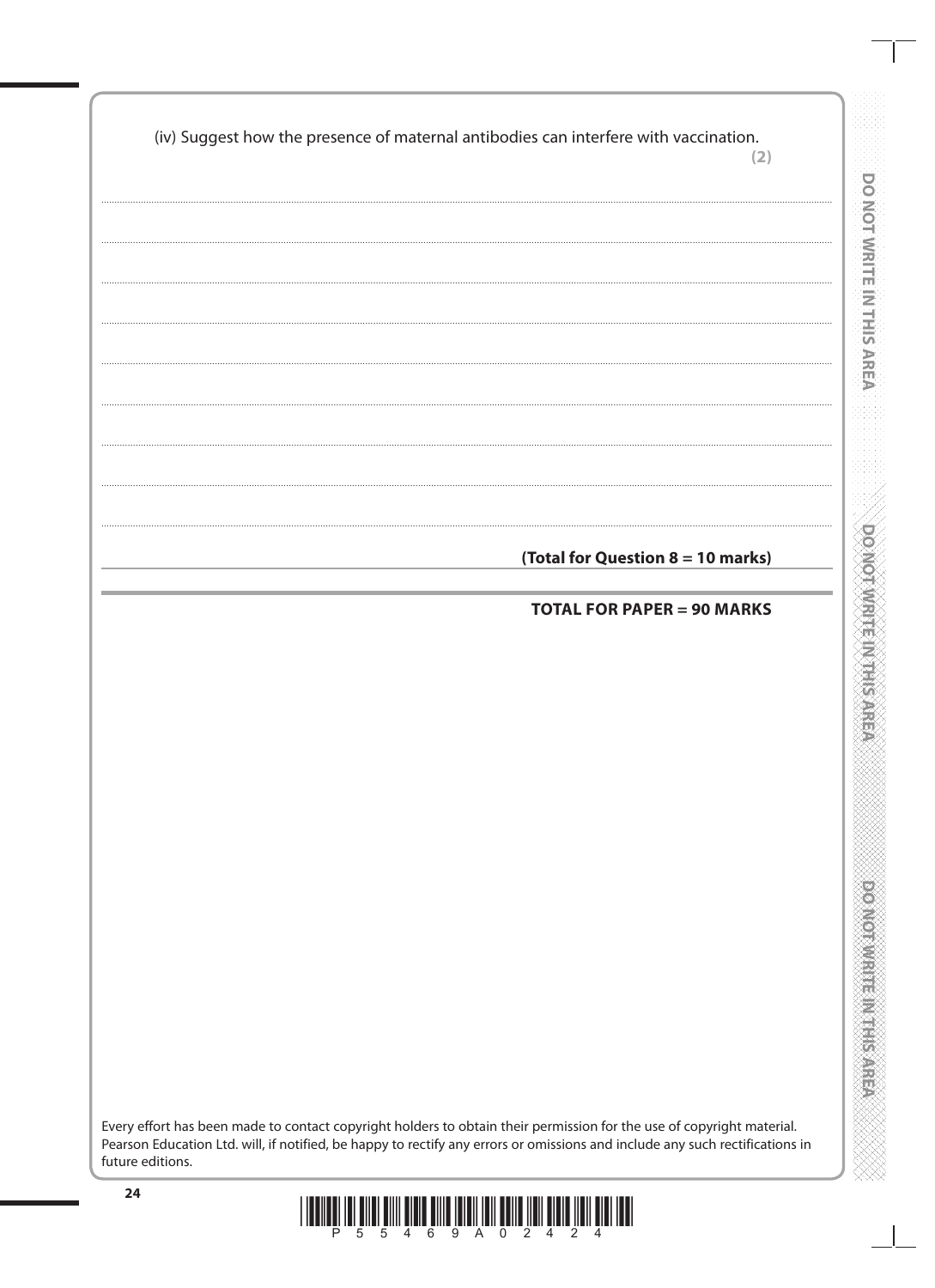(iv) Suggest how the presence of maternal antibodies can interfere with vaccination.

**(2)**

**(Total for Question 8 = 10 marks)**

**TOTAL FOR PAPER = 90 MARKS**

Every effort has been made to contact copyright holders to obtain their permission for the use of copyright material. Pearson Education Ltd. will, if notified, be happy to rectify any errors or omissions and include any such rectifications in future editions.